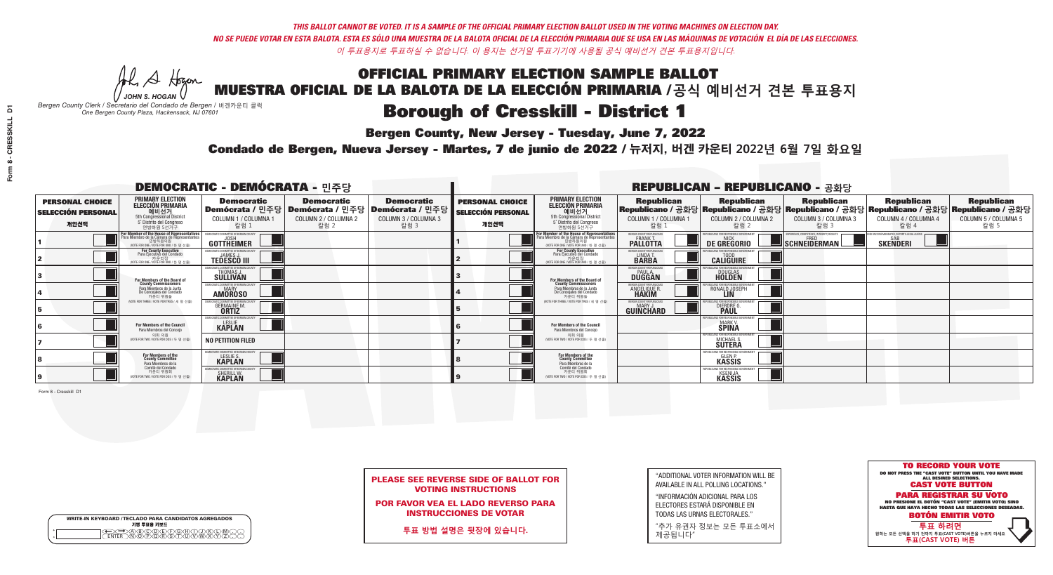*THIS BALLOT CANNOT BE VOTED. IT IS A SAMPLE OF THE OFFICIAL PRIMARY ELECTION BALLOT USED IN THE VOTING MACHINES ON ELECTION DAY.*
*NO SE PUEDE VOTAR EN ESTA BALOTA. ESTA ES SÓLO UNA MUESTRA DE LA BALOTA OFICIAL DE LA ELECCIÓN PRIMARIA QUE SE USA EN LAS MÁQUINAS DE VOTACIÓN EL DÍA DE LAS ELECCIONES.*
*이 투표용지로 투표하실 수 없습니다. 이 용지는 선거일 투표기기에 사용될 공식 예비선거 견본 투표용지입니다.*

JOHN S. HOGAN
*Bergen County Clerk / Secretario del Condado de Bergen / 버겐카운티 클럭*
*One Bergen County Plaza, Hackensack, NJ 07601*

# OFFICIAL PRIMARY ELECTION SAMPLE BALLOT
# MUESTRA OFICIAL DE LA BALOTA DE LA ELECCIÓN PRIMARIA /공식 예비선거 견본 투표용지

## Borough of Cresskill - District 1

**Bergen County, New Jersey - Tuesday, June 7, 2022**

**Condado de Bergen, Nueva Jersey - Martes, 7 de junio de 2022 / 뉴저지, 버겐 카운티 2022년 6월 7일 화요일**

## DEMOCRATIC - DEMÓCRATA - 민주당

| PERSONAL CHOICE / SELECCIÓN PERSONAL / 개인선택 | PRIMARY ELECTION / ELECCIÓN PRIMARIA / 예비선거 (5th Congressional District / 5° Distrito del Congreso / 연방하원 5선거구) | Democratic / Demócrata / 민주당 COLUMN 1 / COLUMNA 1 / 칼럼 1 | Democratic / Demócrata / 민주당 COLUMN 2 / COLUMNA 2 / 칼럼 2 | Democratic / Demócrata / 민주당 COLUMN 3 / COLUMNA 3 / 칼럼 3 |
|---|---|---|---|---|
| 1 | For Member of the House of Representatives / Para Miembro de la Cámara de Representantes / 연방하원의원 (VOTE FOR ONE / VOTE POR UNO / 한 명 선출) | JOSH GOTTHEIMER | | |
| 2 | For County Executive / Para Ejecutivo del Condado / 카운티장 (VOTE FOR ONE / VOTE POR UNO / 한 명 선출) | JAMES J. TEDESCO III | | |
| 3 | For Members of the Board of County Commissioners / Para Miembros de la Junta De Concejales del Condado / 카운티 위원들 (VOTE FOR THREE / VOTE POR TRES / 세 명 선출) | THOMAS J. SULLIVAN | | |
| 4 | | MARY AMOROSO | | |
| 5 | | GERMAINE M. ORTIZ | | |
| 6 | For Members of the Council / Para Miembros del Concejo / 의회 의원 (VOTE FOR TWO / VOTE POR DOS / 두 명 선출) | LESLIE KAPLAN | | |
| 7 | | NO PETITION FILED | | |
| 8 | For Members of the County Committee / Para Miembros de la Comité del Condado / 카운티 위원회 (VOTE FOR TWO / VOTE POR DOS / 두 명 선출) | LESLIE S. KAPLAN | | |
| 9 | | SHERILL W. KAPLAN | | |

## REPUBLICAN - REPUBLICANO - 공화당

| PERSONAL CHOICE / SELECCIÓN PERSONAL / 개인선택 | PRIMARY ELECTION / ELECCIÓN PRIMARIA / 예비선거 (5th Congressional District / 5° Distrito del Congreso / 연방하원 5선거구) | Republican / Republicano / 공화당 COLUMN 1 / COLUMNA 1 / 칼럼 1 | Republican / Republicano / 공화당 COLUMN 2 / COLUMNA 2 / 칼럼 2 | Republican / Republicano / 공화당 COLUMN 3 / COLUMNA 3 / 칼럼 3 | Republican / Republicano / 공화당 COLUMN 4 / COLUMNA 4 / 칼럼 4 | Republican / Republicano / 공화당 COLUMN 5 / COLUMNA 5 / 칼럼 5 |
|---|---|---|---|---|---|---|
| 1 | For Member of the House of Representatives / Para Miembro de la Cámara de Representantes / 연방하원의원 (VOTE FOR ONE / VOTE POR UNO / 한 명 선출) | FRANK T. PALLOTTA | NICK DE GREGORIO | FRED SCHNEIDERMAN | SAB SKENDERI | |
| 2 | For County Executive / Para Ejecutivo del Condado / 카운티장 (VOTE FOR ONE / VOTE POR UNO / 한 명 선출) | LINDA T. BARBA | TODD CALIGUIRE | | | |
| 3 | For Members of the Board of County Commissioners / Para Miembros de la Junta De Concejales del Condado / 카운티 위원들 (VOTE FOR THREE / VOTE POR TRES / 세 명 선출) | PAUL A. DUGGAN | DOUGLAS HOLDEN | | | |
| 4 | | ANGELIQUE R. HAKIM | RONALD JOSEPH LIN | | | |
| 5 | | MARY J. GUINCHARD | DIERDRE G. PAUL | | | |
| 6 | For Members of the Council / Para Miembros del Concejo / 의회 의원 (VOTE FOR TWO / VOTE POR DOS / 두 명 선출) | | MARK V. SPINA | | | |
| 7 | | | MICHAEL S. SUTERA | | | |
| 8 | For Members of the County Committee / Para Miembros de la Comité del Condado / 카운티 위원회 (VOTE FOR TWO / VOTE POR DOS / 두 명 선출) | | GLEN P. KASSIS | | | |
| 9 | | | KSENIJA KASSIS | | | |

Form 8 - Cresskill D1

**PLEASE SEE REVERSE SIDE OF BALLOT FOR VOTING INSTRUCTIONS**

**POR FAVOR VEA EL LADO REVERSO PARA INSTRUCCIONES DE VOTAR**

**투표 방법 설명은 뒷장에 있습니다.**

"ADDITIONAL VOTER INFORMATION WILL BE AVAILABLE IN ALL POLLING LOCATIONS."

"INFORMACIÓN ADICIONAL PARA LOS ELECTORES ESTARÁ DISPONIBLE EN TODAS LAS URNAS ELECTORALES."

"추가 유권자 정보는 모든 투표소에서 제공됩니다"

WRITE-IN KEYBOARD /TECLADO PARA CANDIDATOS AGREGADOS
기명 투표용 키보드

**TO RECORD YOUR VOTE**
DO NOT PRESS THE "CAST VOTE" BUTTON UNTIL YOU HAVE MADE ALL DESIRED SELECTIONS.
**CAST VOTE BUTTON**

**PARA REGISTRAR SU VOTO**
NO PRESIONE EL BOTÓN "CAST VOTE" (EMITIR VOTO) SINO HASTA QUE HAYA HECHO TODAS LAS SELECCIONES DESEADAS.
**BOTÓN EMITIR VOTO**

**투표 하려면**
원하는 모든 선택을 하기 전까지 투표(CAST VOTE)버튼을 누르지 마세요.
**투표(CAST VOTE) 버튼**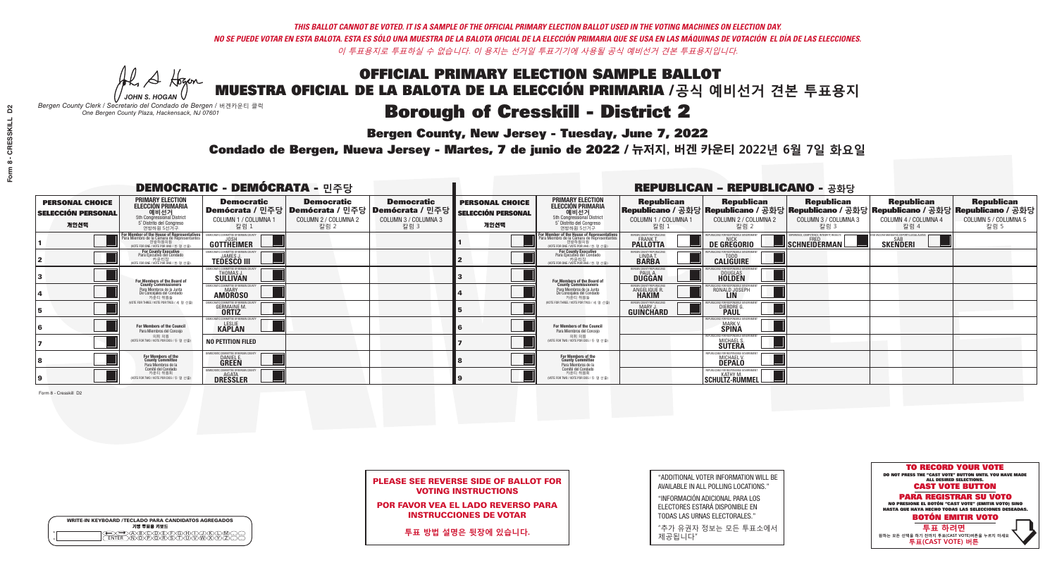*THIS BALLOT CANNOT BE VOTED. IT IS A SAMPLE OF THE OFFICIAL PRIMARY ELECTION BALLOT USED IN THE VOTING MACHINES ON ELECTION DAY.*
*NO SE PUEDE VOTAR EN ESTA BALOTA. ESTA ES SÓLO UNA MUESTRA DE LA BALOTA OFICIAL DE LA ELECCIÓN PRIMARIA QUE SE USA EN LAS MÁQUINAS DE VOTACIÓN EL DÍA DE LAS ELECCIONES.*
*이 투표용지로 투표하실 수 없습니다. 이 용지는 선거일 투표기기에 사용될 공식 예비선거 견본 투표용지입니다.*

JOHN S. HOGAN
*Bergen County Clerk / Secretario del Condado de Bergen / 버겐카운티 클럭*
*One Bergen County Plaza, Hackensack, NJ 07601*

# OFFICIAL PRIMARY ELECTION SAMPLE BALLOT
# MUESTRA OFICIAL DE LA BALOTA DE LA ELECCIÓN PRIMARIA /공식 예비선거 견본 투표용지
# Borough of Cresskill - District 2

**Bergen County, New Jersey - Tuesday, June 7, 2022**

**Condado de Bergen, Nueva Jersey - Martes, 7 de junio de 2022 / 뉴저지, 버겐 카운티 2022년 6월 7일 화요일**

## DEMOCRATIC - DEMÓCRATA - 민주당

| PERSONAL CHOICE / SELECCIÓN PERSONAL / 개인선택 | PRIMARY ELECTION / ELECCIÓN PRIMARIA / 예비선거 (5th Congressional District / 5° Distrito del Congreso / 연방하원 5선거구) | Democratic / Demócrata / 민주당 COLUMN 1 / COLUMNA 1 / 칼럼 1 | Democratic / Demócrata / 민주당 COLUMN 2 / COLUMNA 2 / 칼럼 2 | Democratic / Demócrata / 민주당 COLUMN 3 / COLUMNA 3 / 칼럼 3 |
|---|---|---|---|---|
| 1 | For Member of the House of Representatives / Para Miembro de la Cámara de Representantes / 연방하원의원 (VOTE FOR ONE / VOTE POR UNO / 한 명 선출) | JOSH GOTTHEIMER | | |
| 2 | For County Executive / Para Ejecutivo del Condado / 카운티장 (VOTE FOR ONE / VOTE POR UNO / 한 명 선출) | JAMES J. TEDESCO III | | |
| 3 | For Members of the Board of County Commissioners / Para Miembros de la Junta De Concejales del Condado / 카운티 위원들 (VOTE FOR THREE / VOTE POR TRES / 세 명 선출) | THOMAS J. SULLIVAN | | |
| 4 | | MARY AMOROSO | | |
| 5 | | GERMAINE M. ORTIZ | | |
| 6 | For Members of the Council / Para Miembros del Concejo / 의회 의원 (VOTE FOR TWO / VOTE POR DOS / 두 명 선출) | LESLIE KAPLAN | | |
| 7 | | NO PETITION FILED | | |
| 8 | For Members of the County Committee / Para Miembros de la Comité del Condado / 카운티 위원회 (VOTE FOR TWO / VOTE POR DOS / 두 명 선출) | DANIEL E. GREEN | | |
| 9 | | AGATA DRESSLER | | |

## REPUBLICAN - REPUBLICANO - 공화당

| PERSONAL CHOICE / SELECCIÓN PERSONAL / 개인선택 | PRIMARY ELECTION / ELECCIÓN PRIMARIA / 예비선거 (5th Congressional District / 5° Distrito del Congreso / 연방하원 5선거구) | Republican / Republicano / 공화당 COLUMN 1 / COLUMNA 1 / 칼럼 1 | Republican / Republicano / 공화당 COLUMN 2 / COLUMNA 2 / 칼럼 2 | Republican / Republicano / 공화당 COLUMN 3 / COLUMNA 3 / 칼럼 3 | Republican / Republicano / 공화당 COLUMN 4 / COLUMNA 4 / 칼럼 4 | Republican / Republicano / 공화당 COLUMN 5 / COLUMNA 5 / 칼럼 5 |
|---|---|---|---|---|---|---|
| 1 | For Member of the House of Representatives / Para Miembro de la Cámara de Representantes / 연방하원의원 (VOTE FOR ONE / VOTE POR UNO / 한 명 선출) | FRANK T. PALLOTTA | NICK DE GREGORIO | FRED SCHNEIDERMAN | SAB SKENDERI | |
| 2 | For County Executive / Para Ejecutivo del Condado / 카운티장 (VOTE FOR ONE / VOTE POR UNO / 한 명 선출) | LINDA T. BARBA | TODD CALIGUIRE | | | |
| 3 | For Members of the Board of County Commissioners / Para Miembros de la Junta De Concejales del Condado / 카운티 위원들 (VOTE FOR THREE / VOTE POR TRES / 세 명 선출) | PAUL A. DUGGAN | DOUGLAS HOLDEN | | | |
| 4 | | ANGELIQUE R. HAKIM | RONALD JOSEPH LIN | | | |
| 5 | | MARY J. GUINCHARD | DIERDRE G. PAUL | | | |
| 6 | For Members of the Council / Para Miembros del Concejo / 의회 의원 (VOTE FOR TWO / VOTE POR DOS / 두 명 선출) | | MARK V. SPINA | | | |
| 7 | | | MICHAEL S. SUTERA | | | |
| 8 | For Members of the County Committee / Para Miembros de la Comité del Condado / 카운티 위원회 (VOTE FOR TWO / VOTE POR DOS / 두 명 선출) | | MICHAEL V. DEPALO | | | |
| 9 | | | KATHY M. SCHULTZ-RUMMEL | | | |

Form 8 - Cresskill D2

**PLEASE SEE REVERSE SIDE OF BALLOT FOR VOTING INSTRUCTIONS**

**POR FAVOR VEA EL LADO REVERSO PARA INSTRUCCIONES DE VOTAR**

**투표 방법 설명은 뒷장에 있습니다.**

"ADDITIONAL VOTER INFORMATION WILL BE AVAILABLE IN ALL POLLING LOCATIONS."

"INFORMACIÓN ADICIONAL PARA LOS ELECTORES ESTARÁ DISPONIBLE EN TODAS LAS URNAS ELECTORALES."

"추가 유권자 정보는 모든 투표소에서 제공됩니다"

WRITE-IN KEYBOARD /TECLADO PARA CANDIDATOS AGREGADOS
기명 투표용 키보드

**TO RECORD YOUR VOTE**
DO NOT PRESS THE "CAST VOTE" BUTTON UNTIL YOU HAVE MADE ALL DESIRED SELECTIONS.
**CAST VOTE BUTTON**

**PARA REGISTRAR SU VOTO**
NO PRESIONE EL BOTÓN "CAST VOTE" (EMITIR VOTO) SINO HASTA QUE HAYA HECHO TODAS LAS SELECCIONES DESEADAS.
**BOTÓN EMITIR VOTO**

**투표 하려면**
원하는 모든 선택을 하기 전까지 투표(CAST VOTE)버튼을 누르지 마세요
**투표(CAST VOTE) 버튼**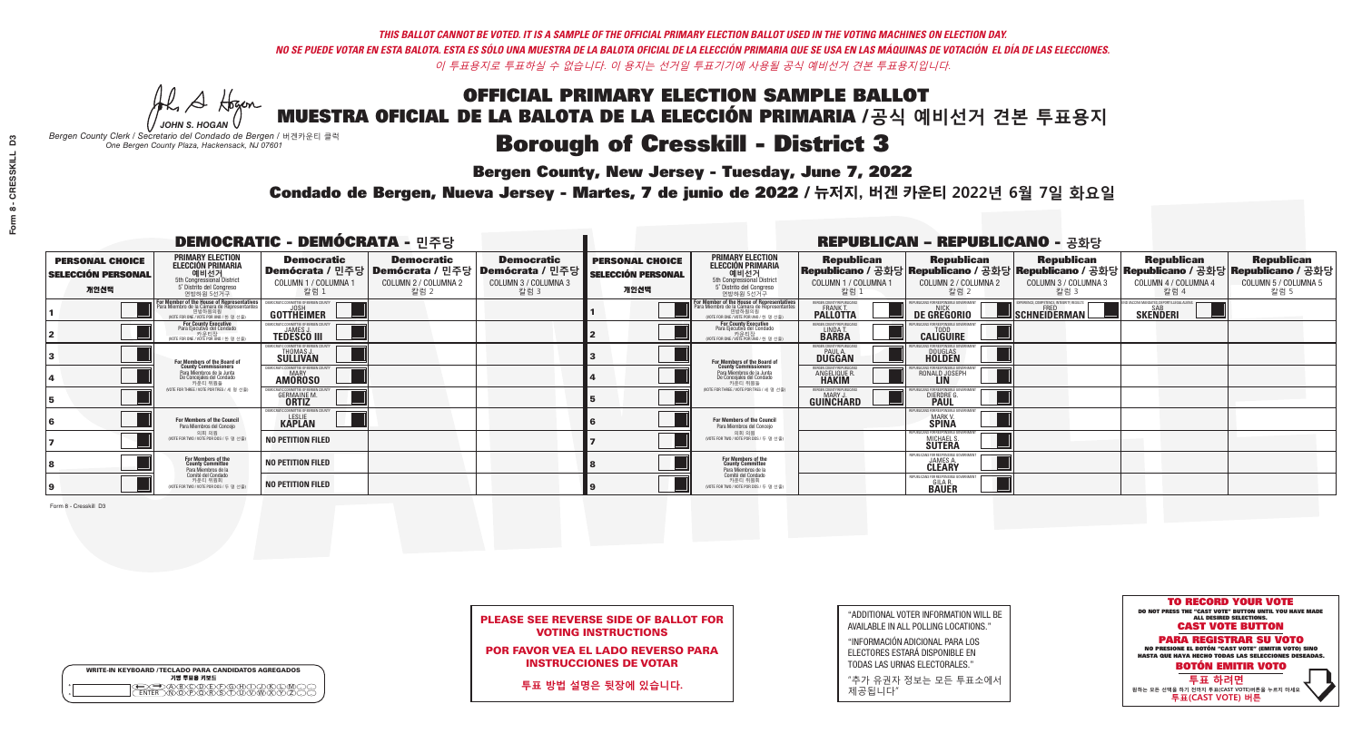*THIS BALLOT CANNOT BE VOTED. IT IS A SAMPLE OF THE OFFICIAL PRIMARY ELECTION BALLOT USED IN THE VOTING MACHINES ON ELECTION DAY.*
*NO SE PUEDE VOTAR EN ESTA BALOTA. ESTA ES SÓLO UNA MUESTRA DE LA BALOTA OFICIAL DE LA ELECCIÓN PRIMARIA QUE SE USA EN LAS MÁQUINAS DE VOTACIÓN EL DÍA DE LAS ELECCIONES.*
*이 투표용지로 투표하실 수 없습니다. 이 용지는 선거일 투표기기에 사용될 공식 예비선거 견본 투표용지입니다.*

JOHN S. HOGAN
*Bergen County Clerk / Secretario del Condado de Bergen / 버겐카운티 클럭*
*One Bergen County Plaza, Hackensack, NJ 07601*

# OFFICIAL PRIMARY ELECTION SAMPLE BALLOT
# MUESTRA OFICIAL DE LA BALOTA DE LA ELECCIÓN PRIMARIA /공식 예비선거 견본 투표용지

## Borough of Cresskill - District 3

**Bergen County, New Jersey - Tuesday, June 7, 2022**

**Condado de Bergen, Nueva Jersey - Martes, 7 de junio de 2022 / 뉴저지, 버겐 카운티 2022년 6월 7일 화요일**

### DEMOCRATIC - DEMÓCRATA - 민주당

| PERSONAL CHOICE / SELECCIÓN PERSONAL / 개인선택 | PRIMARY ELECTION / ELECCIÓN PRIMARIA / 예비선거 / 5th Congressional District / 5° Distrito del Congreso / 연방하원 5선거구 | Democratic / Demócrata / 민주당 COLUMN 1 / COLUMNA 1 / 칼럼 1 | Democratic / Demócrata / 민주당 COLUMN 2 / COLUMNA 2 / 칼럼 2 | Democratic / Demócrata / 민주당 COLUMN 3 / COLUMNA 3 / 칼럼 3 |
|---|---|---|---|---|
| 1 | For Member of the House of Representatives / Para Miembro de la Cámara de Representantes / 연방하원의원 (VOTE FOR ONE / VOTE POR UNO / 한 명 선출) | JOSH GOTTHEIMER | | |
| 2 | For County Executive / Para Ejecutivo del Condado / 카운티장 (VOTE FOR ONE / VOTE POR UNO / 한 명 선출) | JAMES J. TEDESCO III | | |
| 3 | For Members of the Board of County Commissioners / Para Miembros de la Junta De Concejales del Condado / 카운티 위원들 (VOTE FOR THREE / VOTE POR TRES / 세 명 선출) | THOMAS J. SULLIVAN | | |
| 4 | | MARY AMOROSO | | |
| 5 | | GERMAINE M. ORTIZ | | |
| 6 | For Members of the Council / Para Miembros del Concejo / 의회 의원 (VOTE FOR TWO / VOTE POR DOS / 두 명 선출) | LESLIE KAPLAN | | |
| 7 | | NO PETITION FILED | | |
| 8 | For Members of the County Committee / Para Miembros de la Comité del Condado / 카운티 위원회 (VOTE FOR TWO / VOTE POR DOS / 두 명 선출) | NO PETITION FILED | | |
| 9 | | NO PETITION FILED | | |

### REPUBLICAN - REPUBLICANO - 공화당

| PERSONAL CHOICE / SELECCIÓN PERSONAL / 개인선택 | PRIMARY ELECTION / ELECCIÓN PRIMARIA / 예비선거 / 5th Congressional District / 5° Distrito del Congreso / 연방하원 5선거구 | Republican / Republicano / 공화당 COLUMN 1 / COLUMNA 1 / 칼럼 1 | Republican / Republicano / 공화당 COLUMN 2 / COLUMNA 2 / 칼럼 2 | Republican / Republicano / 공화당 COLUMN 3 / COLUMNA 3 / 칼럼 3 | Republican / Republicano / 공화당 COLUMN 4 / COLUMNA 4 / 칼럼 4 | Republican / Republicano / 공화당 COLUMN 5 / COLUMNA 5 / 칼럼 5 |
|---|---|---|---|---|---|---|
| 1 | For Member of the House of Representatives / Para Miembro de la Cámara de Representantes / 연방하원의원 (VOTE FOR ONE / VOTE POR UNO / 한 명 선출) | FRANK T. PALLOTTA | NICK DE GREGORIO | FRED SCHNEIDERMAN | SAB SKENDERI | |
| 2 | For County Executive / Para Ejecutivo del Condado / 카운티장 (VOTE FOR ONE / VOTE POR UNO / 한 명 선출) | LINDA T. BARBA | TODD CALIGUIRE | | | |
| 3 | For Members of the Board of County Commissioners / Para Miembros de la Junta De Concejales del Condado / 카운티 위원들 (VOTE FOR THREE / VOTE POR TRES / 세 명 선출) | PAUL A. DUGGAN | DOUGLAS HOLDEN | | | |
| 4 | | ANGELIQUE R. HAKIM | RONALD JOSEPH LIN | | | |
| 5 | | MARY J. GUINCHARD | DIERDRE G. PAUL | | | |
| 6 | For Members of the Council / Para Miembros del Concejo / 의회 의원 (VOTE FOR TWO / VOTE POR DOS / 두 명 선출) | | MARK V. SPINA | | | |
| 7 | | | MICHAEL S. SUTERA | | | |
| 8 | For Members of the County Committee / Para Miembros de la Comité del Condado / 카운티 위원회 (VOTE FOR TWO / VOTE POR DOS / 두 명 선출) | | JAMES A. CLEARY | | | |
| 9 | | | GILA R. BAUER | | | |

Form 8 - Cresskill D3

**PLEASE SEE REVERSE SIDE OF BALLOT FOR VOTING INSTRUCTIONS**

**POR FAVOR VEA EL LADO REVERSO PARA INSTRUCCIONES DE VOTAR**

**투표 방법 설명은 뒷장에 있습니다.**

"ADDITIONAL VOTER INFORMATION WILL BE AVAILABLE IN ALL POLLING LOCATIONS."

"INFORMACIÓN ADICIONAL PARA LOS ELECTORES ESTARÁ DISPONIBLE EN TODAS LAS URNAS ELECTORALES."

"추가 유권자 정보는 모든 투표소에서 제공됩니다"

**TO RECORD YOUR VOTE**
DO NOT PRESS THE "CAST VOTE" BUTTON UNTIL YOU HAVE MADE ALL DESIRED SELECTIONS.
**CAST VOTE BUTTON**
**PARA REGISTRAR SU VOTO**
NO PRESIONE EL BOTÓN "CAST VOTE" (EMITIR VOTO) SINO HASTA QUE HAYA HECHO TODAS LAS SELECCIONES DESEADAS.
**BOTÓN EMITIR VOTO**
**투표 하려면**
원하는 모든 선택을 하기 전까지 투표(CAST VOTE)버튼을 누르지 마세요
**투표(CAST VOTE) 버튼**

WRITE-IN KEYBOARD /TECLADO PARA CANDIDATOS AGREGADOS
기명 투표용 키보드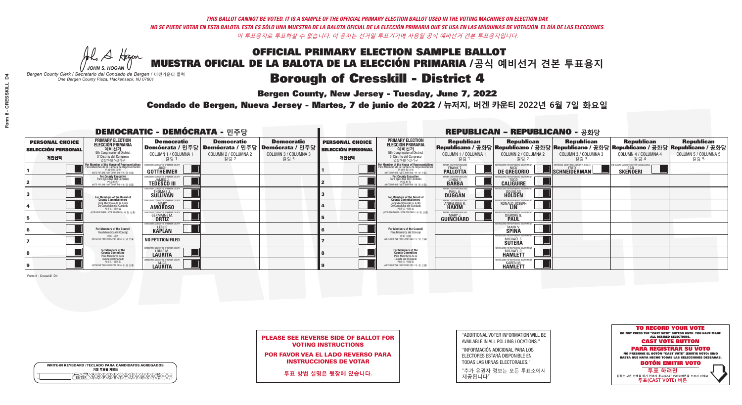*THIS BALLOT CANNOT BE VOTED. IT IS A SAMPLE OF THE OFFICIAL PRIMARY ELECTION BALLOT USED IN THE VOTING MACHINES ON ELECTION DAY.*

*NO SE PUEDE VOTAR EN ESTA BALOTA. ESTA ES SÓLO UNA MUESTRA DE LA BALOTA OFICIAL DE LA ELECCIÓN PRIMARIA QUE SE USA EN LAS MÁQUINAS DE VOTACIÓN EL DÍA DE LAS ELECCIONES.*

*이 투표용지로 투표하실 수 없습니다. 이 용지는 선거일 투표기기에 사용될 공식 예비선거 견본 투표용지입니다.*

JOHN S. HOGAN
*Bergen County Clerk / Secretario del Condado de Bergen / 버겐카운티 클럭*
*One Bergen County Plaza, Hackensack, NJ 07601*

# OFFICIAL PRIMARY ELECTION SAMPLE BALLOT
# MUESTRA OFICIAL DE LA BALOTA DE LA ELECCIÓN PRIMARIA /공식 예비선거 견본 투표용지

## Borough of Cresskill - District 4

**Bergen County, New Jersey - Tuesday, June 7, 2022**

**Condado de Bergen, Nueva Jersey - Martes, 7 de junio de 2022 / 뉴저지, 버겐 카운티 2022년 6월 7일 화요일**

### DEMOCRATIC - DEMÓCRATA - 민주당

| PERSONAL CHOICE / SELECCIÓN PERSONAL / 개인선택 | PRIMARY ELECTION / ELECCIÓN PRIMARIA / 예비선거 / 5th Congressional District / 5° Distrito del Congreso / 연방하원 5선거구 | Democratic / Demócrata / 민주당 COLUMN 1 / COLUMNA 1 / 칼럼 1 | Democratic / Demócrata / 민주당 COLUMN 2 / COLUMNA 2 / 칼럼 2 | Democratic / Demócrata / 민주당 COLUMN 3 / COLUMNA 3 / 칼럼 3 |
|---|---|---|---|---|
| 1 | For Member of the House of Representatives / Para Miembro de la Cámara de Representantes / 연방하원의원 (VOTE FOR ONE / VOTE POR UNO / 한 명 선출) | JOSH GOTTHEIMER | | |
| 2 | For County Executive / Para Ejecutivo del Condado / 카운티장 (VOTE FOR ONE / VOTE POR UNO / 한 명 선출) | JAMES J. TEDESCO III | | |
| 3 | For Members of the Board of County Commissioners / Para Miembros de la Junta De Concejales del Condado / 카운티 위원들 (VOTE FOR THREE / VOTE POR TRES / 세 명 선출) | THOMAS J. SULLIVAN | | |
| 4 | | MARY AMOROSO | | |
| 5 | | GERMAINE M. ORTIZ | | |
| 6 | For Members of the Council / Para Miembros del Concejo / 의회 의원 (VOTE FOR TWO / VOTE POR DOS / 두 명 선출) | LESLIE KAPLAN | | |
| 7 | | NO PETITION FILED | | |
| 8 | For Members of the County Committee / Para Miembros de la Comité del Condado / 카운티 위원회 (VOTE FOR TWO / VOTE POR DOS / 두 명 선출) | LOUIS M. LAURITA | | |
| 9 | | ALICE LAURITA | | |

### REPUBLICAN - REPUBLICANO - 공화당

| PERSONAL CHOICE / SELECCIÓN PERSONAL / 개인선택 | PRIMARY ELECTION / ELECCIÓN PRIMARIA / 예비선거 / 5th Congressional District / 5° Distrito del Congreso / 연방하원 5선거구 | Republican / Republicano / 공화당 COLUMN 1 / COLUMNA 1 / 칼럼 1 | Republican / Republicano / 공화당 COLUMN 2 / COLUMNA 2 / 칼럼 2 | Republican / Republicano / 공화당 COLUMN 3 / COLUMNA 3 / 칼럼 3 | Republican / Republicano / 공화당 COLUMN 4 / COLUMNA 4 / 칼럼 4 | Republican / Republicano / 공화당 COLUMN 5 / COLUMNA 5 / 칼럼 5 |
|---|---|---|---|---|---|---|
| 1 | For Member of the House of Representatives / Para Miembro de la Cámara de Representantes / 연방하원의원 (VOTE FOR ONE / VOTE POR UNO / 한 명 선출) | FRANK T. PALLOTTA | NICK DE GREGORIO | FRED SCHNEIDERMAN | SAB SKENDERI | |
| 2 | For County Executive / Para Ejecutivo del Condado / 카운티장 (VOTE FOR ONE / VOTE POR UNO / 한 명 선출) | LINDA T. BARBA | TODD CALIGUIRE | | | |
| 3 | For Members of the Board of County Commissioners / Para Miembros de la Junta De Concejales del Condado / 카운티 위원들 (VOTE FOR THREE / VOTE POR TRES / 세 명 선출) | PAUL A. DUGGAN | DOUGLAS HOLDEN | | | |
| 4 | | ANGELIQUE R. HAKIM | RONALD JOSEPH LIN | | | |
| 5 | | MARY J. GUINCHARD | DIERDRE G. PAUL | | | |
| 6 | For Members of the Council / Para Miembros del Concejo / 의회 의원 (VOTE FOR TWO / VOTE POR DOS / 두 명 선출) | | MARK V. SPINA | | | |
| 7 | | | MICHAEL S. SUTERA | | | |
| 8 | For Members of the County Committee / Para Miembros de la Comité del Condado / 카운티 위원회 (VOTE FOR TWO / VOTE POR DOS / 두 명 선출) | | MICHAEL D. HAMLETT | | | |
| 9 | | | KAREN M. HAMLETT | | | |

Form 8 - Cresskill D4

**PLEASE SEE REVERSE SIDE OF BALLOT FOR VOTING INSTRUCTIONS**

**POR FAVOR VEA EL LADO REVERSO PARA INSTRUCCIONES DE VOTAR**

**투표 방법 설명은 뒷장에 있습니다.**

"ADDITIONAL VOTER INFORMATION WILL BE AVAILABLE IN ALL POLLING LOCATIONS."

"INFORMACIÓN ADICIONAL PARA LOS ELECTORES ESTARÁ DISPONIBLE EN TODAS LAS URNAS ELECTORALES."

"추가 유권자 정보는 모든 투표소에서 제공됩니다"

**TO RECORD YOUR VOTE**
DO NOT PRESS THE "CAST VOTE" BUTTON UNTIL YOU HAVE MADE ALL DESIRED SELECTIONS.
**CAST VOTE BUTTON**

**PARA REGISTRAR SU VOTO**
NO PRESIONE EL BOTÓN "CAST VOTE" (EMITIR VOTO) SINO HASTA QUE HAYA HECHO TODAS LAS SELECCIONES DESEADAS.
**BOTÓN EMITIR VOTO**

**투표 하려면**
원하는 모든 선택을 하기 전까지 투표(CAST VOTE)버튼을 누르지 마세요.
**투표(CAST VOTE) 버튼**

WRITE-IN KEYBOARD /TECLADO PARA CANDIDATOS AGREGADOS
기명 투표용 키보드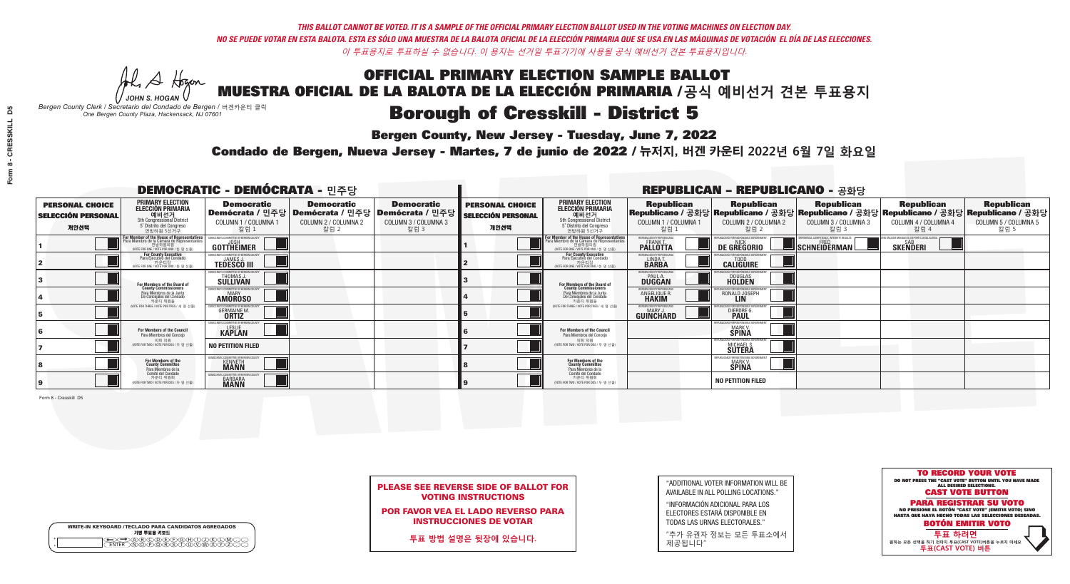*THIS BALLOT CANNOT BE VOTED. IT IS A SAMPLE OF THE OFFICIAL PRIMARY ELECTION BALLOT USED IN THE VOTING MACHINES ON ELECTION DAY.*
*NO SE PUEDE VOTAR EN ESTA BALOTA. ESTA ES SÓLO UNA MUESTRA DE LA BALOTA OFICIAL DE LA ELECCIÓN PRIMARIA QUE SE USA EN LAS MÁQUINAS DE VOTACIÓN EL DÍA DE LAS ELECCIONES.*
*이 투표용지로 투표하실 수 없습니다. 이 용지는 선거일 투표기기에 사용될 공식 예비선거 견본 투표용지입니다.*

JOHN S. HOGAN
*Bergen County Clerk / Secretario del Condado de Bergen / 버겐카운티 클럭*
*One Bergen County Plaza, Hackensack, NJ 07601*

# OFFICIAL PRIMARY ELECTION SAMPLE BALLOT
# MUESTRA OFICIAL DE LA BALOTA DE LA ELECCIÓN PRIMARIA / 공식 예비선거 견본 투표용지

## Borough of Cresskill - District 5

**Bergen County, New Jersey - Tuesday, June 7, 2022**

**Condado de Bergen, Nueva Jersey - Martes, 7 de junio de 2022 / 뉴저지, 버겐 카운티 2022년 6월 7일 화요일**

### DEMOCRATIC - DEMÓCRATA - 민주당

| PERSONAL CHOICE / SELECCIÓN PERSONAL / 개인선택 | PRIMARY ELECTION / ELECCIÓN PRIMARIA / 예비선거 | Democratic / Demócrata / 민주당 COLUMN 1 / COLUMNA 1 / 칼럼 1 | Democratic / Demócrata / 민주당 COLUMN 2 / COLUMNA 2 / 칼럼 2 | Democratic / Demócrata / 민주당 COLUMN 3 / COLUMNA 3 / 칼럼 3 |
|---|---|---|---|---|
| 1 | For Member of the House of Representatives / Para Miembro de la Cámara de Representantes / 연방하원의원 (5th Congressional District) (VOTE FOR ONE / VOTE POR UNO / 한 명 선출) | JOSH GOTTHEIMER | | |
| 2 | For County Executive / Para Ejecutivo del Condado / 카운티장 (VOTE FOR ONE / VOTE POR UNO / 한 명 선출) | JAMES J. TEDESCO III | | |
| 3 | For Members of the Board of County Commissioners / Para Miembros de la Junta De Concejales del Condado / 카운티 위원들 (VOTE FOR THREE / VOTE POR TRES / 세 명 선출) | THOMAS J. SULLIVAN | | |
| 4 | | MARY AMOROSO | | |
| 5 | | GERMAINE M. ORTIZ | | |
| 6 | For Members of the Council / Para Miembros del Concejo / 의회 의원 (VOTE FOR TWO / VOTE POR DOS / 두 명 선출) | LESLIE KAPLAN | | |
| 7 | | NO PETITION FILED | | |
| 8 | For Members of the County Committee / Para Miembros de la Comité del Condado / 카운티 위원회 (VOTE FOR TWO / VOTE POR DOS / 두 명 선출) | KENNETH MANN | | |
| 9 | | BARBARA MANN | | |

### REPUBLICAN - REPUBLICANO - 공화당

| PERSONAL CHOICE / SELECCIÓN PERSONAL / 개인선택 | PRIMARY ELECTION / ELECCIÓN PRIMARIA / 예비선거 | Republican / Republicano / 공화당 COLUMN 1 / COLUMNA 1 / 칼럼 1 | Republican / Republicano / 공화당 COLUMN 2 / COLUMNA 2 / 칼럼 2 | Republican / Republicano / 공화당 COLUMN 3 / COLUMNA 3 / 칼럼 3 | Republican / Republicano / 공화당 COLUMN 4 / COLUMNA 4 / 칼럼 4 | Republican / Republicano / 공화당 COLUMN 5 / COLUMNA 5 / 칼럼 5 |
|---|---|---|---|---|---|---|
| 1 | For Member of the House of Representatives / Para Miembro de la Cámara de Representantes / 연방하원의원 (5th Congressional District) (VOTE FOR ONE / VOTE POR UNO / 한 명 선출) | FRANK T. PALLOTTA | NICK DE GREGORIO | FRED SCHNEIDERMAN | SAB SKENDERI | |
| 2 | For County Executive / Para Ejecutivo del Condado / 카운티장 (VOTE FOR ONE / VOTE POR UNO / 한 명 선출) | LINDA T. BARBA | TODD CALIGUIRE | | | |
| 3 | For Members of the Board of County Commissioners / Para Miembros de la Junta De Concejales del Condado / 카운티 위원들 (VOTE FOR THREE / VOTE POR TRES / 세 명 선출) | PAUL A. DUGGAN | DOUGLAS HOLDEN | | | |
| 4 | | ANGELIQUE R. HAKIM | RONALD JOSEPH LIN | | | |
| 5 | | MARY J. GUINCHARD | DIERDRE G. PAUL | | | |
| 6 | For Members of the Council / Para Miembros del Concejo / 의회 의원 (VOTE FOR TWO / VOTE POR DOS / 두 명 선출) | | MARK V. SPINA | | | |
| 7 | | | MICHAEL S. SUTERA | | | |
| 8 | For Members of the County Committee / Para Miembros de la Comité del Condado / 카운티 위원회 (VOTE FOR TWO / VOTE POR DOS / 두 명 선출) | | MARK V. SPINA | | | |
| 9 | | | NO PETITION FILED | | | |

**PLEASE SEE REVERSE SIDE OF BALLOT FOR VOTING INSTRUCTIONS**

**POR FAVOR VEA EL LADO REVERSO PARA INSTRUCCIONES DE VOTAR**

**투표 방법 설명은 뒷장에 있습니다.**

"ADDITIONAL VOTER INFORMATION WILL BE AVAILABLE IN ALL POLLING LOCATIONS."

"INFORMACIÓN ADICIONAL PARA LOS ELECTORES ESTARÁ DISPONIBLE EN TODAS LAS URNAS ELECTORALES."

"추가 유권자 정보는 모든 투표소에서 제공됩니다"

**TO RECORD YOUR VOTE**
DO NOT PRESS THE "CAST VOTE" BUTTON UNTIL YOU HAVE MADE ALL DESIRED SELECTIONS.
**CAST VOTE BUTTON**

**PARA REGISTRAR SU VOTO**
NO PRESIONE EL BOTÓN "CAST VOTE" (EMITIR VOTO) SINO HASTA QUE HAYA HECHO TODAS LAS SELECCIONES DESEADAS.
**BOTÓN EMITIR VOTO**

**투표 하려면**
원하는 모든 선택을 하기 전까지 투표(CAST VOTE)버튼을 누르지 마세요.
**투표(CAST VOTE) 버튼**

WRITE-IN KEYBOARD / TECLADO PARA CANDIDATOS AGREGADOS / 기명 투표용 키보드

Form 8 - Cresskill D5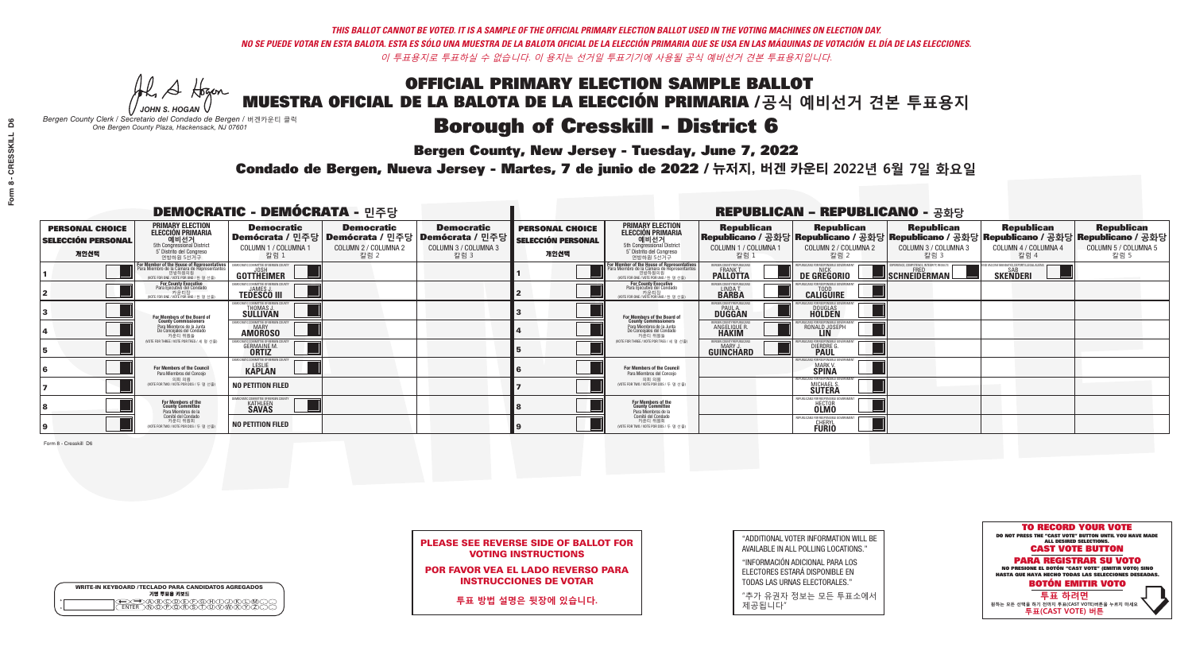*THIS BALLOT CANNOT BE VOTED. IT IS A SAMPLE OF THE OFFICIAL PRIMARY ELECTION BALLOT USED IN THE VOTING MACHINES ON ELECTION DAY.*
*NO SE PUEDE VOTAR EN ESTA BALOTA. ESTA ES SÓLO UNA MUESTRA DE LA BALOTA OFICIAL DE LA ELECCIÓN PRIMARIA QUE SE USA EN LAS MÁQUINAS DE VOTACIÓN EL DÍA DE LAS ELECCIONES.*
*이 투표용지로 투표하실 수 없습니다. 이 용지는 선거일 투표기기에 사용될 공식 예비선거 견본 투표용지입니다.*

JOHN S. HOGAN
*Bergen County Clerk / Secretario del Condado de Bergen / 버겐카운티 클럭*
*One Bergen County Plaza, Hackensack, NJ 07601*

# OFFICIAL PRIMARY ELECTION SAMPLE BALLOT
# MUESTRA OFICIAL DE LA BALOTA DE LA ELECCIÓN PRIMARIA /공식 예비선거 견본 투표용지
# Borough of Cresskill - District 6

**Bergen County, New Jersey - Tuesday, June 7, 2022**

**Condado de Bergen, Nueva Jersey - Martes, 7 de junio de 2022 / 뉴저지, 버겐 카운티 2022년 6월 7일 화요일**

## DEMOCRATIC - DEMÓCRATA - 민주당

| PERSONAL CHOICE / SELECCIÓN PERSONAL / 개인선택 | PRIMARY ELECTION / ELECCIÓN PRIMARIA / 예비선거 / 5th Congressional District / 5° Distrito del Congreso / 연방하원 5선거구 | Democratic / Demócrata / 민주당 COLUMN 1 / COLUMNA 1 / 칼럼 1 | Democratic / Demócrata / 민주당 COLUMN 2 / COLUMNA 2 / 칼럼 2 | Democratic / Demócrata / 민주당 COLUMN 3 / COLUMNA 3 / 칼럼 3 |
|---|---|---|---|---|
| 1 | For Member of the House of Representatives / Para Miembro de la Cámara de Representantes / 연방하원의원 (VOTE FOR ONE / VOTE POR UNO / 한 명 선출) | JOSH GOTTHEIMER | | |
| 2 | For County Executive / Para Ejecutivo del Condado / 카운티장 (VOTE FOR ONE / VOTE POR UNO / 한 명 선출) | JAMES J. TEDESCO III | | |
| 3 | For Members of the Board of County Commissioners / Para Miembros de la Junta De Concejales del Condado / 카운티 위원들 (VOTE FOR THREE / VOTE POR TRES / 세 명 선출) | THOMAS J. SULLIVAN | | |
| 4 | | MARY AMOROSO | | |
| 5 | | GERMAINE M. ORTIZ | | |
| 6 | For Members of the Council / Para Miembros del Concejo / 의회 의원 (VOTE FOR TWO / VOTE POR DOS / 두 명 선출) | LESLIE KAPLAN | | |
| 7 | | NO PETITION FILED | | |
| 8 | For Members of the County Committee / Para Miembros de la Comité del Condado / 카운티 위원회 (VOTE FOR TWO / VOTE POR DOS / 두 명 선출) | KATHLEEN SAVAS | | |
| 9 | | NO PETITION FILED | | |

## REPUBLICAN - REPUBLICANO - 공화당

| PERSONAL CHOICE / SELECCIÓN PERSONAL / 개인선택 | PRIMARY ELECTION / ELECCIÓN PRIMARIA / 예비선거 / 5th Congressional District / 5° Distrito del Congreso / 연방하원 5선거구 | Republican / Republicano / 공화당 COLUMN 1 / COLUMNA 1 / 칼럼 1 | Republican / Republicano / 공화당 COLUMN 2 / COLUMNA 2 / 칼럼 2 | Republican / Republicano / 공화당 COLUMN 3 / COLUMNA 3 / 칼럼 3 | Republican / Republicano / 공화당 COLUMN 4 / COLUMNA 4 / 칼럼 4 | Republican / Republicano / 공화당 COLUMN 5 / COLUMNA 5 / 칼럼 5 |
|---|---|---|---|---|---|---|
| 1 | For Member of the House of Representatives / Para Miembro de la Cámara de Representantes / 연방하원의원 (VOTE FOR ONE / VOTE POR UNO / 한 명 선출) | FRANK T. PALLOTTA | NICK DE GREGORIO | FRED SCHNEIDERMAN | SAB SKENDERI | |
| 2 | For County Executive / Para Ejecutivo del Condado / 카운티장 (VOTE FOR ONE / VOTE POR UNO / 한 명 선출) | LINDA T. BARBA | TODD CALIGUIRE | | | |
| 3 | For Members of the Board of County Commissioners / Para Miembros de la Junta De Concejales del Condado / 카운티 위원들 (VOTE FOR THREE / VOTE POR TRES / 세 명 선출) | PAUL A. DUGGAN | DOUGLAS HOLDEN | | | |
| 4 | | ANGELIQUE R. HAKIM | RONALD JOSEPH LIN | | | |
| 5 | | MARY J. GUINCHARD | DIERDRE G. PAUL | | | |
| 6 | For Members of the Council / Para Miembros del Concejo / 의회 의원 (VOTE FOR TWO / VOTE POR DOS / 두 명 선출) | | MARK V. SPINA | | | |
| 7 | | | MICHAEL S. SUTERA | | | |
| 8 | For Members of the County Committee / Para Miembros de la Comité del Condado / 카운티 위원회 (VOTE FOR TWO / VOTE POR DOS / 두 명 선출) | | HECTOR OLMO | | | |
| 9 | | | CHERYL FURIO | | | |

Form 8 - Cresskill D6

**PLEASE SEE REVERSE SIDE OF BALLOT FOR VOTING INSTRUCTIONS**

**POR FAVOR VEA EL LADO REVERSO PARA INSTRUCCIONES DE VOTAR**

**투표 방법 설명은 뒷장에 있습니다.**

"ADDITIONAL VOTER INFORMATION WILL BE AVAILABLE IN ALL POLLING LOCATIONS."

"INFORMACIÓN ADICIONAL PARA LOS ELECTORES ESTARÁ DISPONIBLE EN TODAS LAS URNAS ELECTORALES."

"추가 유권자 정보는 모든 투표소에서 제공됩니다"

WRITE-IN KEYBOARD /TECLADO PARA CANDIDATOS AGREGADOS
기명 투표용 키보드

**TO RECORD YOUR VOTE**
DO NOT PRESS THE "CAST VOTE" BUTTON UNTIL YOU HAVE MADE ALL DESIRED SELECTIONS.
**CAST VOTE BUTTON**

**PARA REGISTRAR SU VOTO**
NO PRESIONE EL BOTÓN "CAST VOTE" (EMITIR VOTO) SINO HASTA QUE HAYA HECHO TODAS LAS SELECCIONES DESEADAS.
**BOTÓN EMITIR VOTO**

**투표 하려면**
원하는 모든 선택을 하기 전까지 투표(CAST VOTE)버튼을 누르지 마세요.
**투표(CAST VOTE) 버튼**